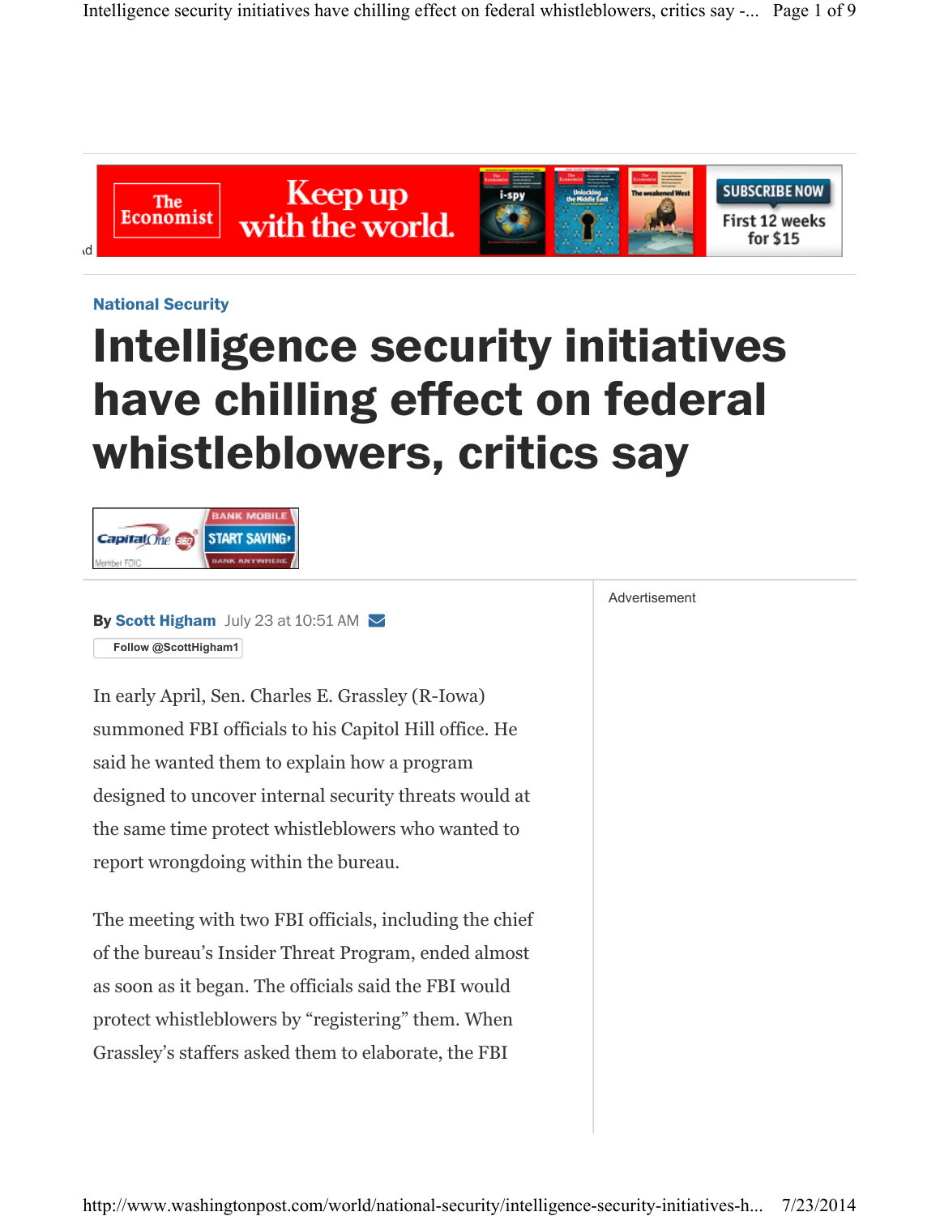National Security

# Intelligence security initiatives have chilling effect on federal whistleblowers, critics say

By **Scott Higham** July 23 at 10:51 AM

Follow @ScottHigham1

In early April, Sen. Charles E. Grassley (R-Iowa) summoned FBI officials to his Capitol Hill office. He said he wanted them to explain how a program designed to uncover internal security threats would at the same time protect whistleblowers who wanted to report wrongdoing within the bureau.

The meeting with two FBI officials, including the chief of the bureau's Insider Threat Program, ended almost as soon as it began. The officials said the FBI would protect whistleblowers by "registering" them. When Grassley's staffers asked them to elaborate, the FBI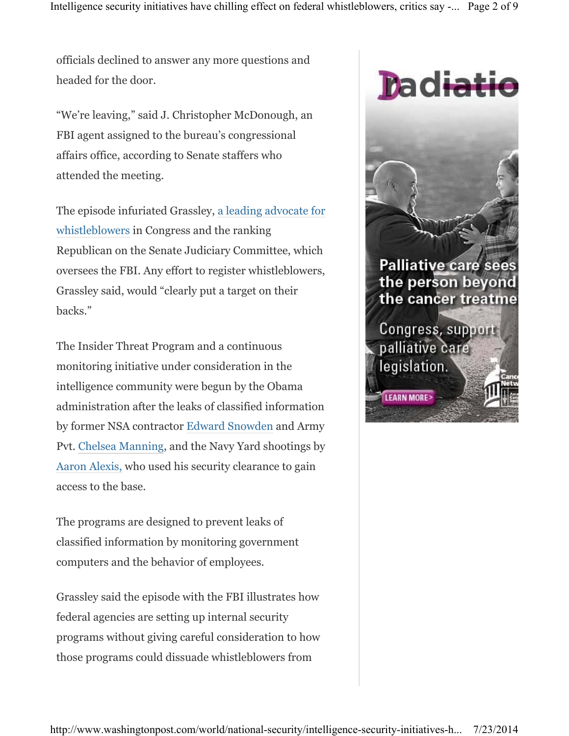officials declined to answer any more questions and headed for the door.

"We're leaving," said J. Christopher McDonough, an FBI agent assigned to the bureau's congressional affairs office, according to Senate staffers who attended the meeting.

The episode infuriated Grassley, a leading advocate for whistleblowers in Congress and the ranking Republican on the Senate Judiciary Committee, which oversees the FBI. Any effort to register whistleblowers, Grassley said, would "clearly put a target on their backs."

The Insider Threat Program and a continuous monitoring initiative under consideration in the intelligence community were begun by the Obama administration after the leaks of classified information by former NSA contractor Edward Snowden and Army Pvt. Chelsea Manning, and the Navy Yard shootings by Aaron Alexis, who used his security clearance to gain access to the base.

The programs are designed to prevent leaks of classified information by monitoring government computers and the behavior of employees.

Grassley said the episode with the FBI illustrates how federal agencies are setting up internal security programs without giving careful consideration to how those programs could dissuade whistleblowers from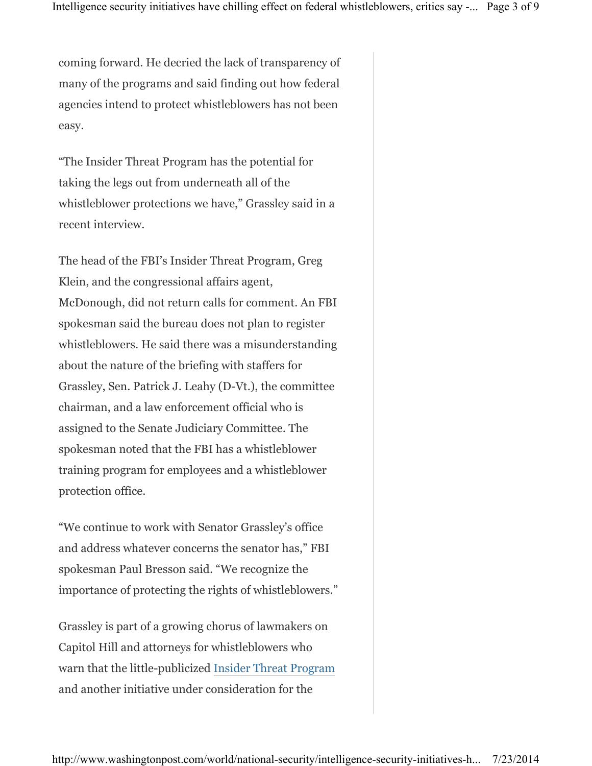coming forward. He decried the lack of transparency of many of the programs and said finding out how federal agencies intend to protect whistleblowers has not been easy.

"The Insider Threat Program has the potential for taking the legs out from underneath all of the whistleblower protections we have," Grassley said in a recent interview.

The head of the FBI's Insider Threat Program, Greg Klein, and the congressional affairs agent, McDonough, did not return calls for comment. An FBI spokesman said the bureau does not plan to register whistleblowers. He said there was a misunderstanding about the nature of the briefing with staffers for Grassley, Sen. Patrick J. Leahy (D-Vt.), the committee chairman, and a law enforcement official who is assigned to the Senate Judiciary Committee. The spokesman noted that the FBI has a whistleblower training program for employees and a whistleblower protection office.

"We continue to work with Senator Grassley's office and address whatever concerns the senator has," FBI spokesman Paul Bresson said. "We recognize the importance of protecting the rights of whistleblowers."

Grassley is part of a growing chorus of lawmakers on Capitol Hill and attorneys for whistleblowers who warn that the little-publicized Insider Threat Program and another initiative under consideration for the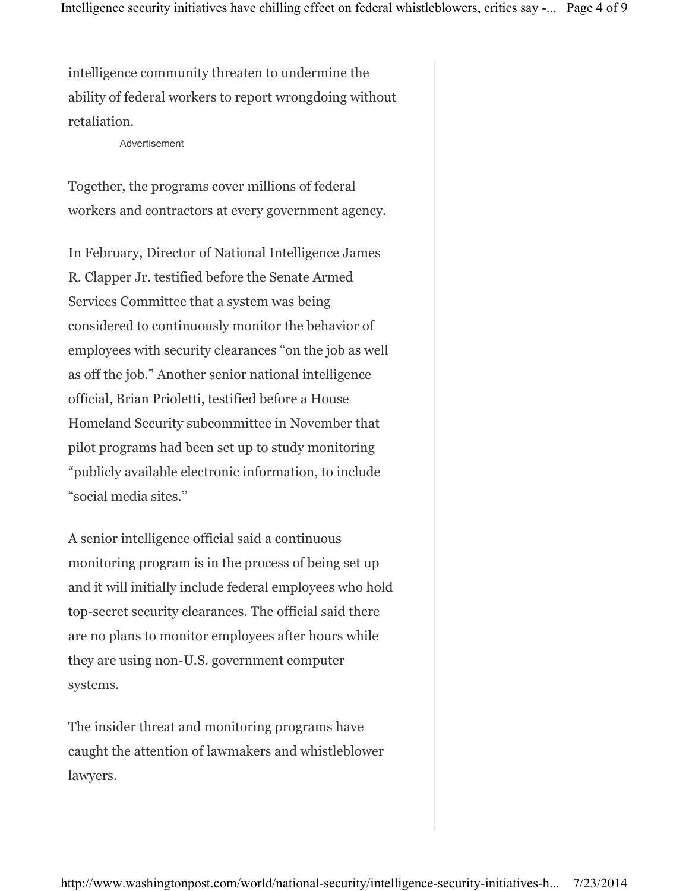intelligence community threaten to undermine the ability of federal workers to report wrongdoing without retaliation.

Advertisement

Together, the programs cover millions of federal workers and contractors at every government agency.

In February, Director of National Intelligence James R. Clapper Jr. testified before the Senate Armed Services Committee that a system was being considered to continuously monitor the behavior of employees with security clearances "on the job as well as off the job." Another senior national intelligence official, Brian Prioletti, testified before a House Homeland Security subcommittee in November that pilot programs had been set up to study monitoring "publicly available electronic information, to include "social media sites."

A senior intelligence official said a continuous monitoring program is in the process of being set up and it will initially include federal employees who hold top-secret security clearances. The official said there are no plans to monitor employees after hours while they are using non-U.S. government computer systems.

The insider threat and monitoring programs have caught the attention of lawmakers and whistleblower lawyers.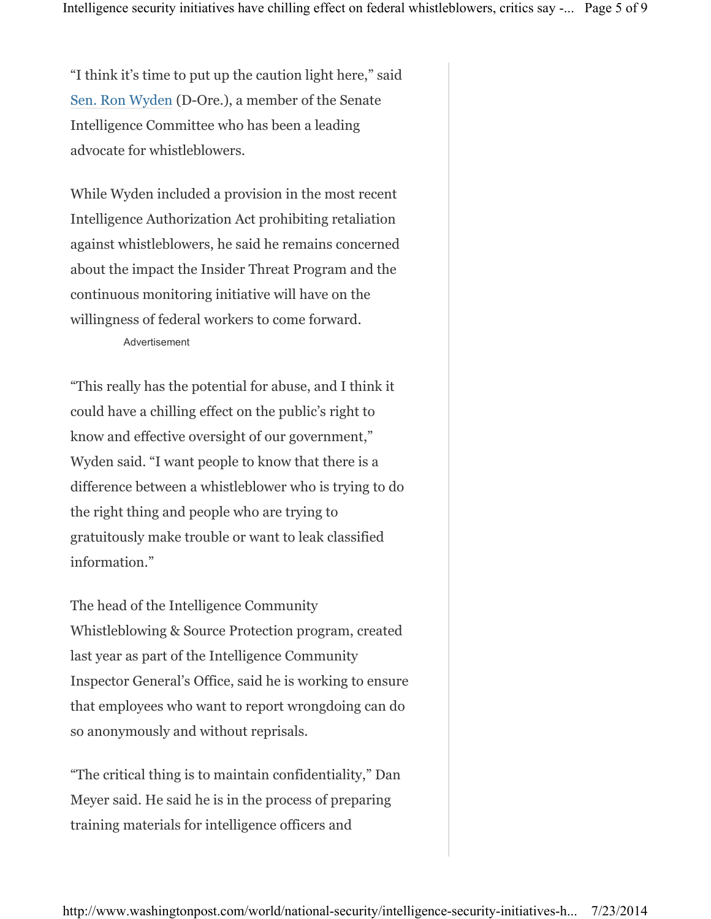"I think it's time to put up the caution light here," said Sen. Ron Wyden (D-Ore.), a member of the Senate Intelligence Committee who has been a leading advocate for whistleblowers.

While Wyden included a provision in the most recent Intelligence Authorization Act prohibiting retaliation against whistleblowers, he said he remains concerned about the impact the Insider Threat Program and the continuous monitoring initiative will have on the willingness of federal workers to come forward.

"This really has the potential for abuse, and I think it could have a chilling effect on the public's right to know and effective oversight of our government," Wyden said. "I want people to know that there is a difference between a whistleblower who is trying to do the right thing and people who are trying to gratuitously make trouble or want to leak classified information."

The head of the Intelligence Community Whistleblowing & Source Protection program, created last year as part of the Intelligence Community Inspector General's Office, said he is working to ensure that employees who want to report wrongdoing can do so anonymously and without reprisals.

"The critical thing is to maintain confidentiality," Dan Meyer said. He said he is in the process of preparing training materials for intelligence officers and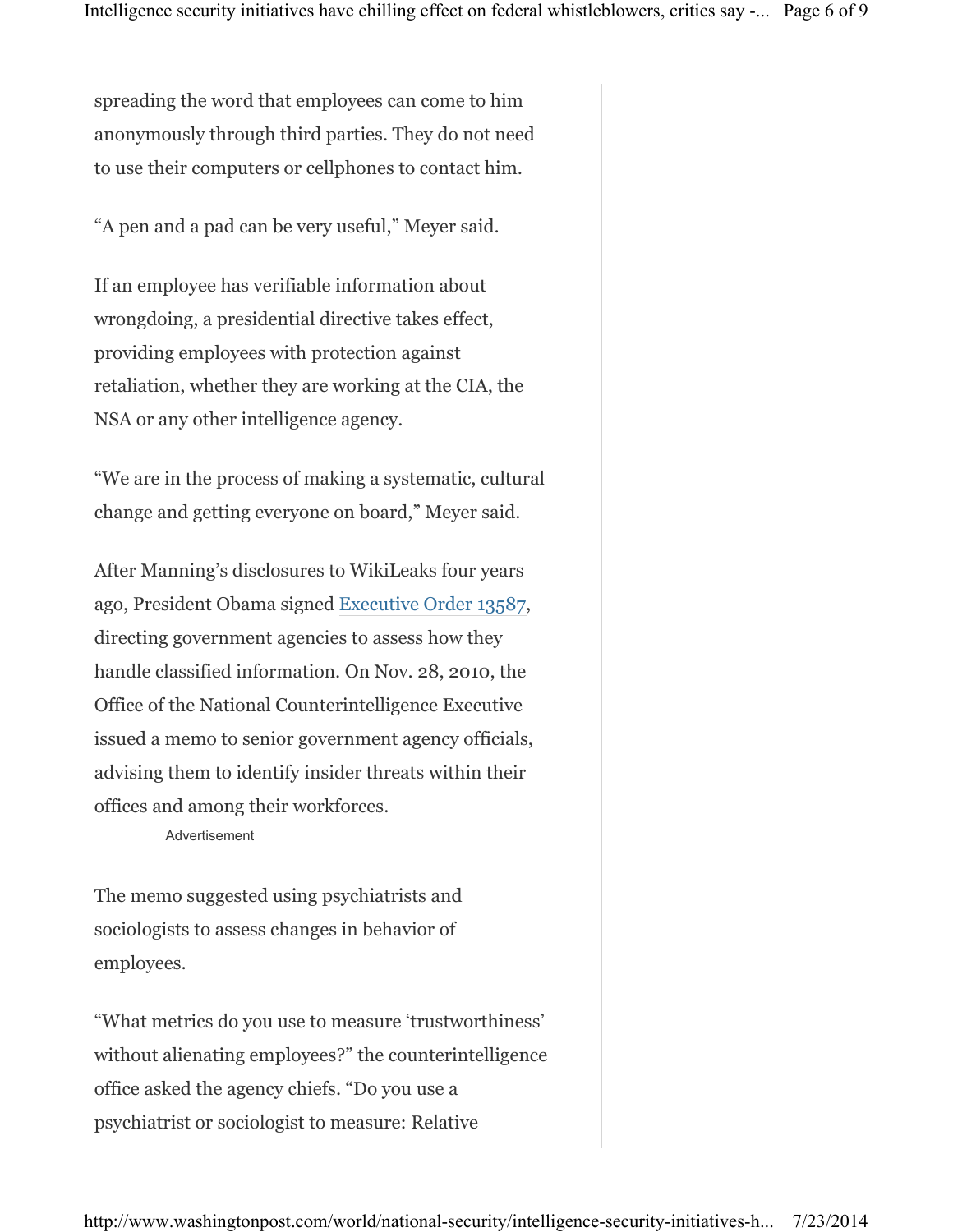spreading the word that employees can come to him anonymously through third parties. They do not need to use their computers or cellphones to contact him.

"A pen and a pad can be very useful," Meyer said.

If an employee has verifiable information about wrongdoing, a presidential directive takes effect, providing employees with protection against retaliation, whether they are working at the CIA, the NSA or any other intelligence agency.

"We are in the process of making a systematic, cultural change and getting everyone on board," Meyer said.

After Manning's disclosures to WikiLeaks four years ago, President Obama signed [Executive Order 13587](), directing government agencies to assess how they handle classified information. On Nov. 28, 2010, the Office of the National Counterintelligence Executive issued a memo to senior government agency officials, advising them to identify insider threats within their offices and among their workforces.

The memo suggested using psychiatrists and sociologists to assess changes in behavior of employees.

"What metrics do you use to measure 'trustworthiness' without alienating employees?" the counterintelligence office asked the agency chiefs. "Do you use a psychiatrist or sociologist to measure: Relative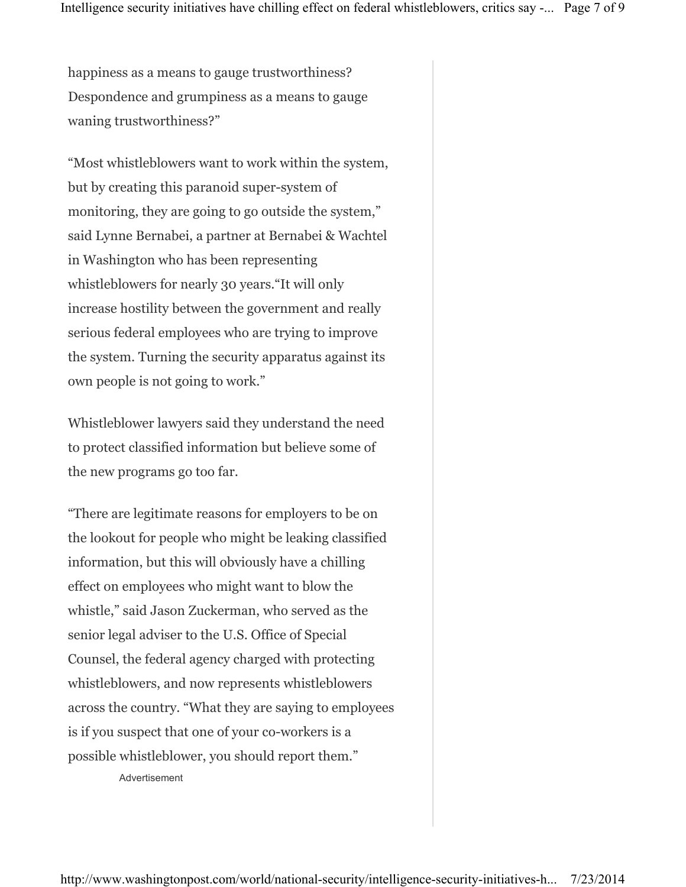happiness as a means to gauge trustworthiness? Despondence and grumpiness as a means to gauge waning trustworthiness?"

"Most whistleblowers want to work within the system, but by creating this paranoid super-system of monitoring, they are going to go outside the system," said Lynne Bernabei, a partner at Bernabei & Wachtel in Washington who has been representing whistleblowers for nearly 30 years."It will only increase hostility between the government and really serious federal employees who are trying to improve the system. Turning the security apparatus against its own people is not going to work."

Whistleblower lawyers said they understand the need to protect classified information but believe some of the new programs go too far.

"There are legitimate reasons for employers to be on the lookout for people who might be leaking classified information, but this will obviously have a chilling effect on employees who might want to blow the whistle," said Jason Zuckerman, who served as the senior legal adviser to the U.S. Office of Special Counsel, the federal agency charged with protecting whistleblowers, and now represents whistleblowers across the country. "What they are saying to employees is if you suspect that one of your co-workers is a possible whistleblower, you should report them."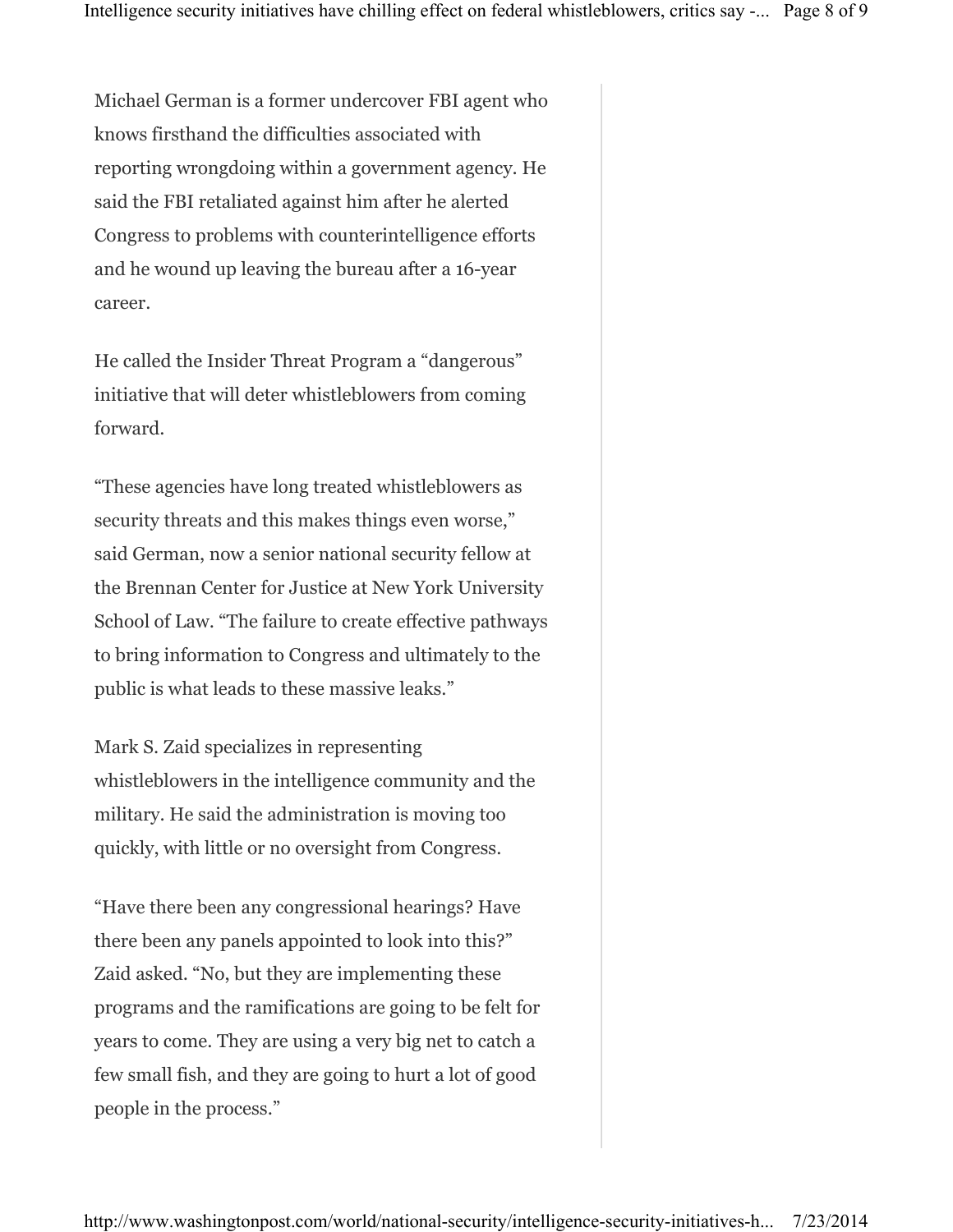Michael German is a former undercover FBI agent who knows firsthand the difficulties associated with reporting wrongdoing within a government agency. He said the FBI retaliated against him after he alerted Congress to problems with counterintelligence efforts and he wound up leaving the bureau after a 16-year career.

He called the Insider Threat Program a "dangerous" initiative that will deter whistleblowers from coming forward.

"These agencies have long treated whistleblowers as security threats and this makes things even worse," said German, now a senior national security fellow at the Brennan Center for Justice at New York University School of Law. "The failure to create effective pathways to bring information to Congress and ultimately to the public is what leads to these massive leaks."

Mark S. Zaid specializes in representing whistleblowers in the intelligence community and the military. He said the administration is moving too quickly, with little or no oversight from Congress.

"Have there been any congressional hearings? Have there been any panels appointed to look into this?" Zaid asked. "No, but they are implementing these programs and the ramifications are going to be felt for years to come. They are using a very big net to catch a few small fish, and they are going to hurt a lot of good people in the process."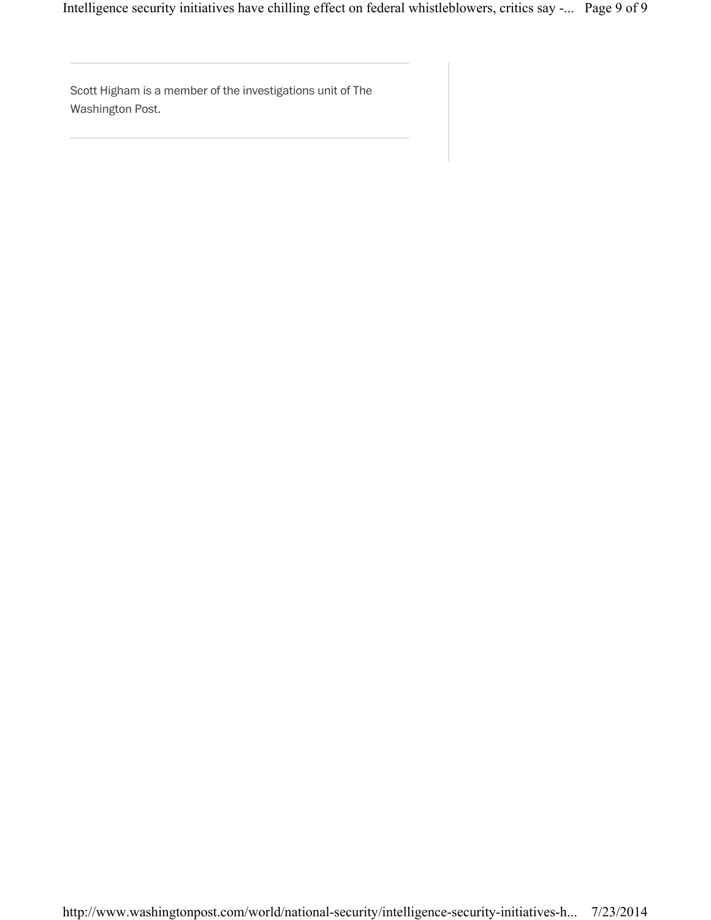Scott Higham is a member of the investigations unit of The Washington Post.